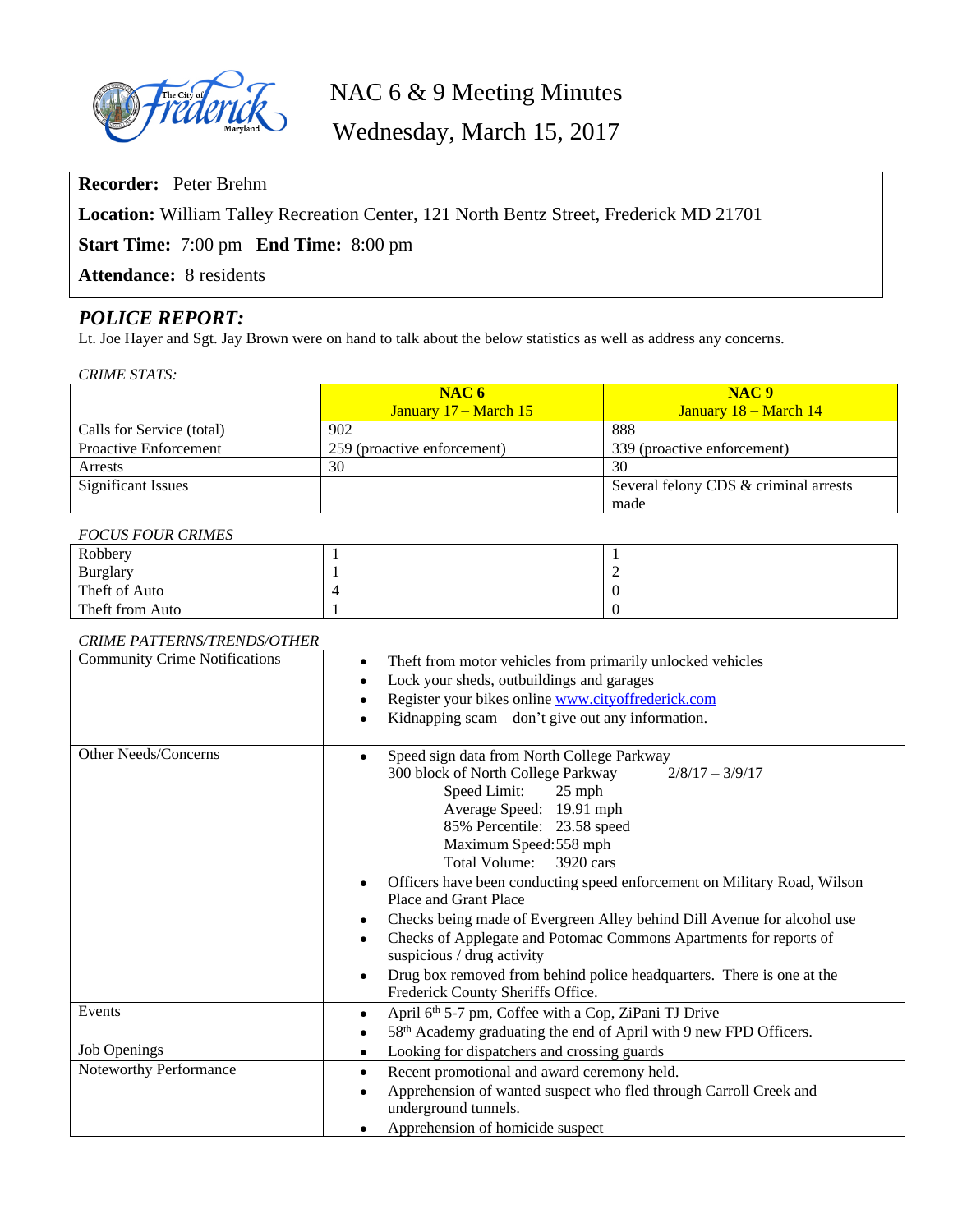# NAC 6 & 9 Meeting Minutes

Wednesday, March 15, 2017

**Recorder:** Peter Brehm

**Location:** William Talley Recreation Center, 121 North Bentz Street, Frederick MD 21701

**Start Time:** 7:00 pm **End Time:** 8:00 pm

**Attendance:** 8 residents

## *POLICE REPORT:*

Lt. Joe Hayer and Sgt. Jay Brown were on hand to talk about the below statistics as well as address any concerns.

*CRIME STATS:*

| | **NAC 6** January 17 – March 15 | **NAC 9** January 18 – March 14 |
|---|---|---|
| Calls for Service (total) | 902 | 888 |
| Proactive Enforcement | 259 (proactive enforcement) | 339 (proactive enforcement) |
| Arrests | 30 | 30 |
| Significant Issues | | Several felony CDS & criminal arrests made |

*FOCUS FOUR CRIMES*

| | | |
|---|---|---|
| Robbery | 1 | 1 |
| Burglary | 1 | 2 |
| Theft of Auto | 4 | 0 |
| Theft from Auto | 1 | 0 |

*CRIME PATTERNS/TRENDS/OTHER*

| | |
|---|---|
| Community Crime Notifications | • Theft from motor vehicles from primarily unlocked vehicles<br>• Lock your sheds, outbuildings and garages<br>• Register your bikes online www.cityoffrederick.com<br>• Kidnapping scam – don't give out any information. |
| Other Needs/Concerns | • Speed sign data from North College Parkway<br>300 block of North College Parkway 2/8/17 – 3/9/17<br>Speed Limit: 25 mph<br>Average Speed: 19.91 mph<br>85% Percentile: 23.58 speed<br>Maximum Speed: 558 mph<br>Total Volume: 3920 cars<br>• Officers have been conducting speed enforcement on Military Road, Wilson Place and Grant Place<br>• Checks being made of Evergreen Alley behind Dill Avenue for alcohol use<br>• Checks of Applegate and Potomac Commons Apartments for reports of suspicious / drug activity<br>• Drug box removed from behind police headquarters. There is one at the Frederick County Sheriffs Office. |
| Events | • April 6th 5-7 pm, Coffee with a Cop, ZiPani TJ Drive<br>• 58th Academy graduating the end of April with 9 new FPD Officers. |
| Job Openings | • Looking for dispatchers and crossing guards |
| Noteworthy Performance | • Recent promotional and award ceremony held.<br>• Apprehension of wanted suspect who fled through Carroll Creek and underground tunnels.<br>• Apprehension of homicide suspect |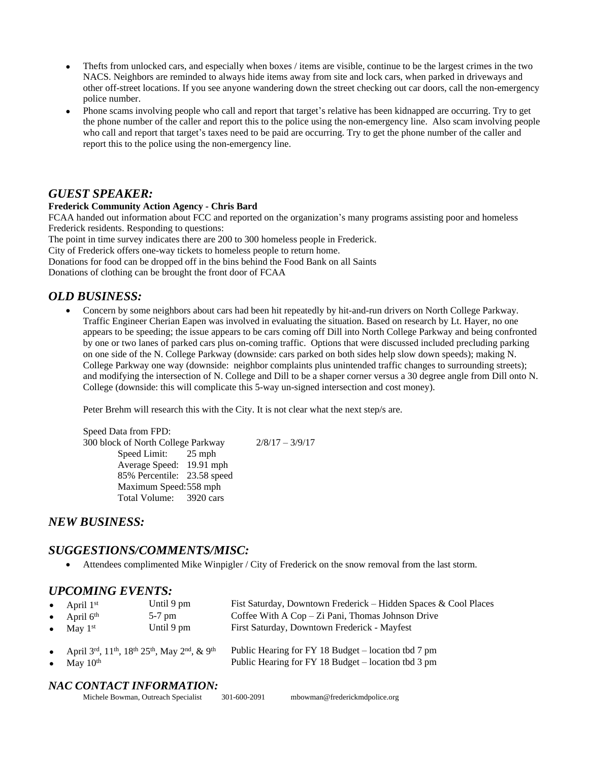- Thefts from unlocked cars, and especially when boxes / items are visible, continue to be the largest crimes in the two NACS. Neighbors are reminded to always hide items away from site and lock cars, when parked in driveways and other off-street locations. If you see anyone wandering down the street checking out car doors, call the non-emergency police number.
- Phone scams involving people who call and report that target's relative has been kidnapped are occurring. Try to get the phone number of the caller and report this to the police using the non-emergency line. Also scam involving people who call and report that target's taxes need to be paid are occurring. Try to get the phone number of the caller and report this to the police using the non-emergency line.

## *GUEST SPEAKER:*

**Frederick Community Action Agency - Chris Bard**

FCAA handed out information about FCC and reported on the organization's many programs assisting poor and homeless Frederick residents. Responding to questions:

The point in time survey indicates there are 200 to 300 homeless people in Frederick.

City of Frederick offers one-way tickets to homeless people to return home.

Donations for food can be dropped off in the bins behind the Food Bank on all Saints

Donations of clothing can be brought the front door of FCAA

## *OLD BUSINESS:*

- Concern by some neighbors about cars had been hit repeatedly by hit-and-run drivers on North College Parkway. Traffic Engineer Cherian Eapen was involved in evaluating the situation. Based on research by Lt. Hayer, no one appears to be speeding; the issue appears to be cars coming off Dill into North College Parkway and being confronted by one or two lanes of parked cars plus on-coming traffic. Options that were discussed included precluding parking on one side of the N. College Parkway (downside: cars parked on both sides help slow down speeds); making N. College Parkway one way (downside: neighbor complaints plus unintended traffic changes to surrounding streets); and modifying the intersection of N. College and Dill to be a shaper corner versus a 30 degree angle from Dill onto N. College (downside: this will complicate this 5-way un-signed intersection and cost money).

  Peter Brehm will research this with the City. It is not clear what the next step/s are.

  Speed Data from FPD:
  300 block of North College Parkway 2/8/17 – 3/9/17

  | | |
  |---|---|
  | Speed Limit: | 25 mph |
  | Average Speed: | 19.91 mph |
  | 85% Percentile: | 23.58 speed |
  | Maximum Speed: | 558 mph |
  | Total Volume: | 3920 cars |

## *NEW BUSINESS:*

## *SUGGESTIONS/COMMENTS/MISC:*

- Attendees complimented Mike Winpigler / City of Frederick on the snow removal from the last storm.

## *UPCOMING EVENTS:*

| Date | Time | Event |
|---|---|---|
| April 1st | Until 9 pm | Fist Saturday, Downtown Frederick – Hidden Spaces & Cool Places |
| April 6th | 5-7 pm | Coffee With A Cop – Zi Pani, Thomas Johnson Drive |
| May 1st | Until 9 pm | First Saturday, Downtown Frederick - Mayfest |
| April 3rd, 11th, 18th 25th, May 2nd, & 9th | | Public Hearing for FY 18 Budget – location tbd 7 pm |
| May 10th | | Public Hearing for FY 18 Budget – location tbd 3 pm |

## *NAC CONTACT INFORMATION:*

Michele Bowman, Outreach Specialist 301-600-2091 mbowman@frederickmdpolice.org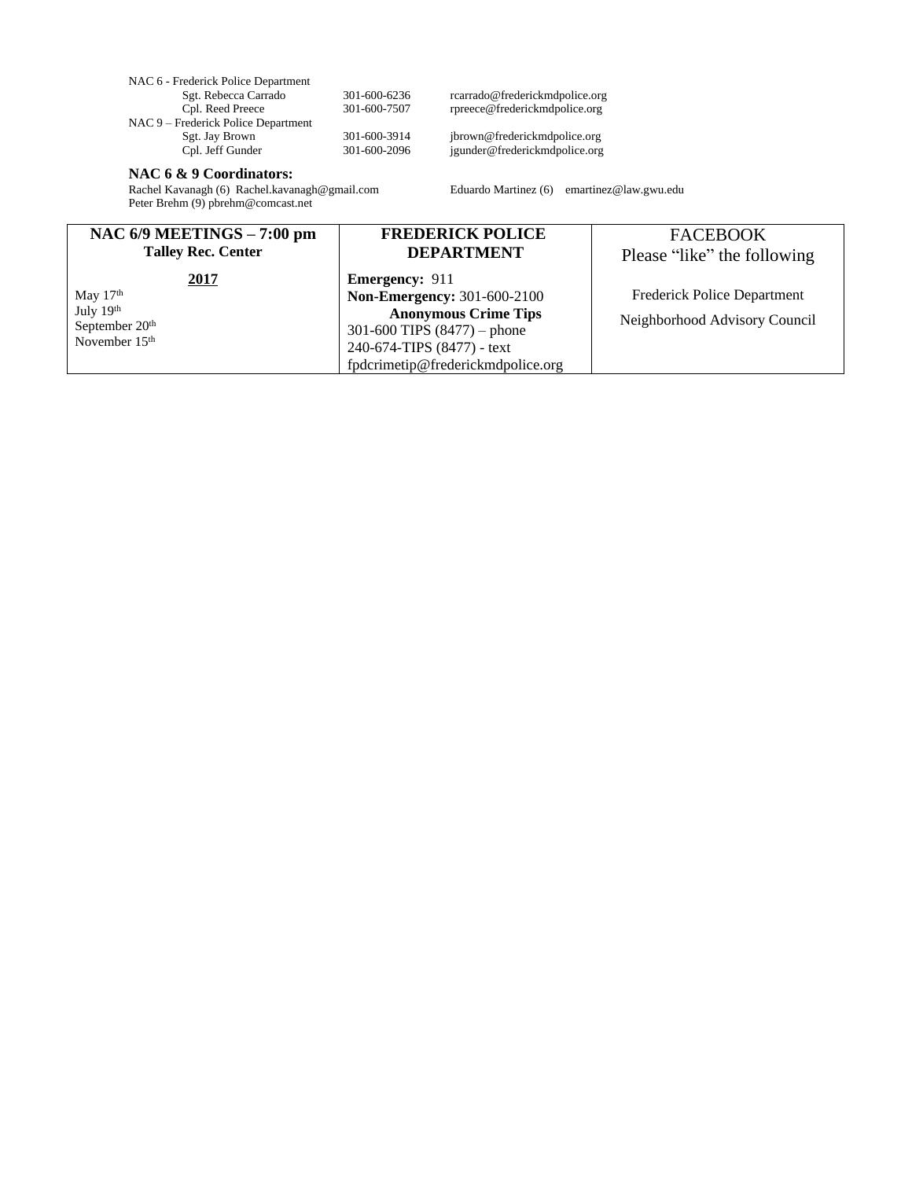NAC 6 - Frederick Police Department

| | | |
|---|---|---|
| Sgt. Rebecca Carrado | 301-600-6236 | rcarrado@frederickmdpolice.org |
| Cpl. Reed Preece | 301-600-7507 | rpreece@frederickmdpolice.org |

NAC 9 – Frederick Police Department

| | | |
|---|---|---|
| Sgt. Jay Brown | 301-600-3914 | jbrown@frederickmdpolice.org |
| Cpl. Jeff Gunder | 301-600-2096 | jgunder@frederickmdpolice.org |

### NAC 6 & 9 Coordinators:

Rachel Kavanagh (6) Rachel.kavanagh@gmail.com
Eduardo Martinez (6) emartinez@law.gwu.edu
Peter Brehm (9) pbrehm@comcast.net

| **NAC 6/9 MEETINGS – 7:00 pm** **Talley Rec. Center** | **FREDERICK POLICE DEPARTMENT** | FACEBOOK Please "like" the following |
|---|---|---|
| **2017**<br>May 17th<br>July 19th<br>September 20th<br>November 15th | **Emergency:** 911<br>**Non-Emergency:** 301-600-2100<br>**Anonymous Crime Tips**<br>301-600 TIPS (8477) – phone<br>240-674-TIPS (8477) - text<br>fpdcrimetip@frederickmdpolice.org | Frederick Police Department<br>Neighborhood Advisory Council |